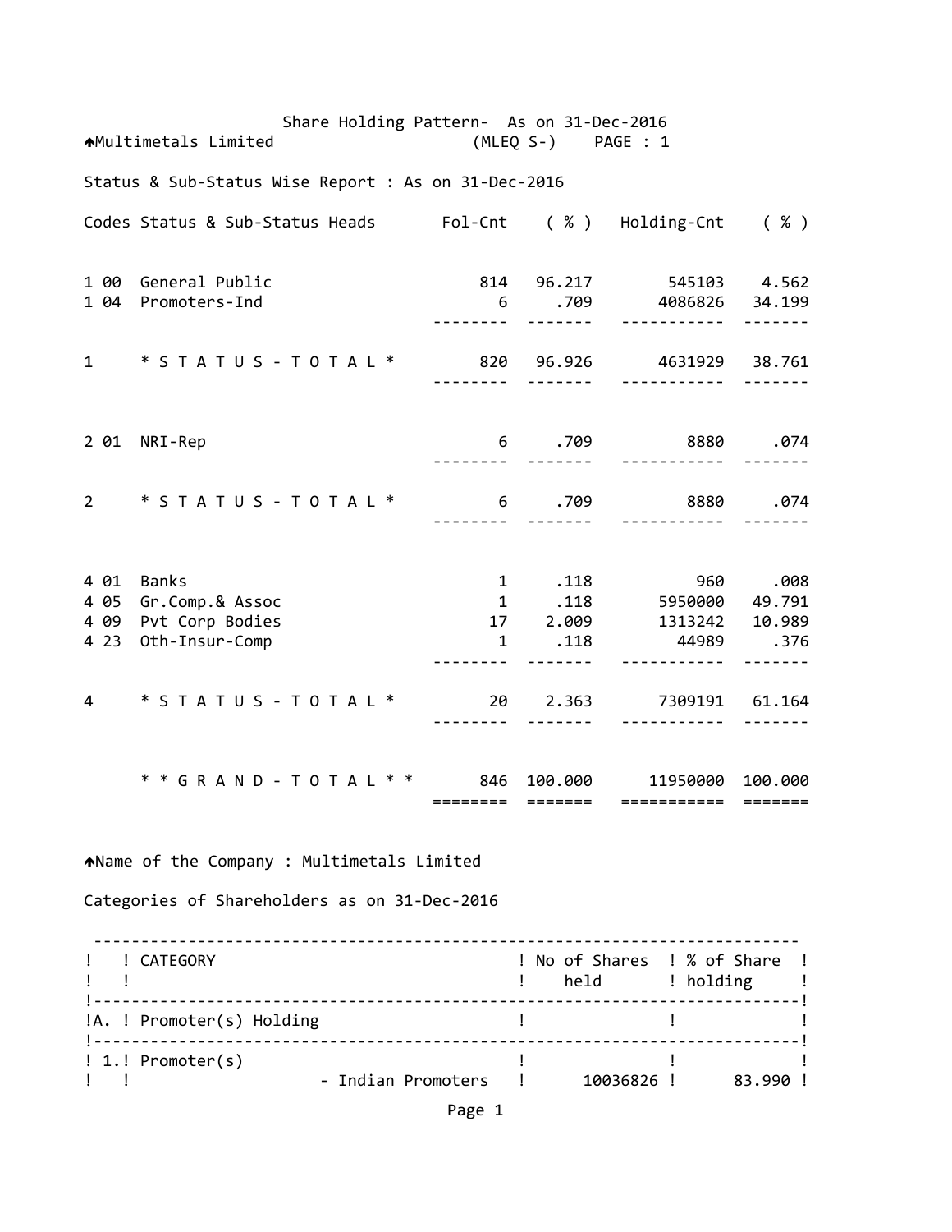Share Holding Pattern- As on 31-Dec-2016

Multimetals Limited (MLEQ S-)

Status & Sub-Status Wise Report : As on 31-Dec-2016

| Codes | Status & Sub-Status Heads | Fol-Cnt | ( % ) | Holding-Cnt | ( % ) |
|---|---|---|---|---|---|
| 1 00 | General Public | 814 | 96.217 | 545103 | 4.562 |
| 1 04 | Promoters-Ind | 6 | .709 | 4086826 | 34.199 |
| 1 | * S T A T U S - T O T A L * | 820 | 96.926 | 4631929 | 38.761 |
| 2 01 | NRI-Rep | 6 | .709 | 8880 | .074 |
| 2 | * S T A T U S - T O T A L * | 6 | .709 | 8880 | .074 |
| 4 01 | Banks | 1 | .118 | 960 | .008 |
| 4 05 | Gr.Comp.& Assoc | 1 | .118 | 5950000 | 49.791 |
| 4 09 | Pvt Corp Bodies | 17 | 2.009 | 1313242 | 10.989 |
| 4 23 | Oth-Insur-Comp | 1 | .118 | 44989 | .376 |
| 4 | * S T A T U S - T O T A L * | 20 | 2.363 | 7309191 | 61.164 |
| | * * G R A N D - T O T A L * * | 846 | 100.000 | 11950000 | 100.000 |

Name of the Company : Multimetals Limited

Categories of Shareholders as on 31-Dec-2016

| | CATEGORY | No of Shares held | % of Share holding |
|---|---|---|---|
| A. | Promoter(s) Holding | | |
| 1. | Promoter(s) | | |
| | - Indian Promoters | 10036826 | 83.990 |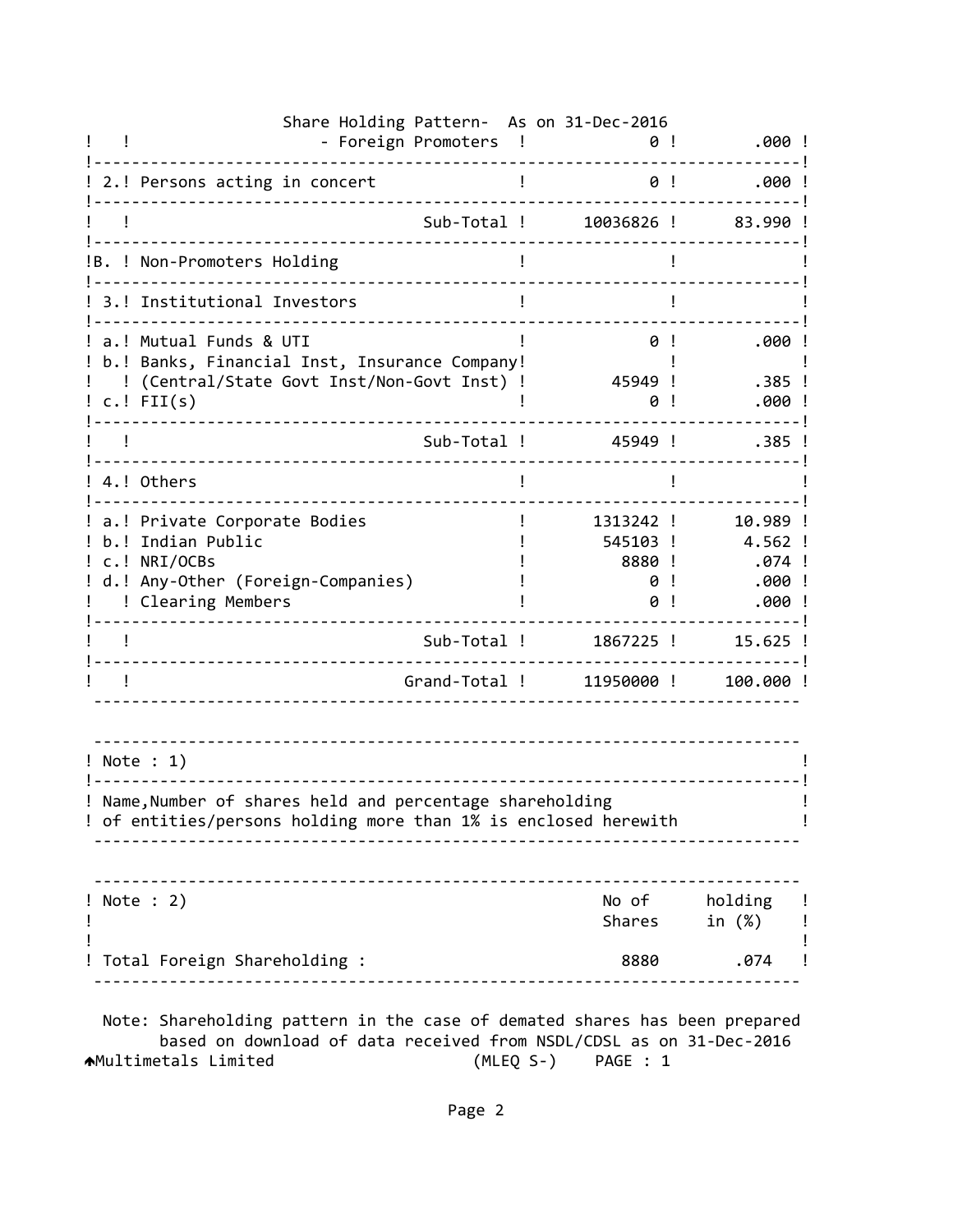Share Holding Pattern- As on 31-Dec-2016

| | | | |
|---|---|---|---|
| | - Foreign Promoters | 0 | .000 |
| 2. | Persons acting in concert | 0 | .000 |
| | Sub-Total | 10036826 | 83.990 |
| B. | Non-Promoters Holding | | |
| 3. | Institutional Investors | | |
| a. | Mutual Funds & UTI | 0 | .000 |
| b. | Banks, Financial Inst, Insurance Company (Central/State Govt Inst/Non-Govt Inst) | 45949 | .385 |
| c. | FII(s) | 0 | .000 |
| | Sub-Total | 45949 | .385 |
| 4. | Others | | |
| a. | Private Corporate Bodies | 1313242 | 10.989 |
| b. | Indian Public | 545103 | 4.562 |
| c. | NRI/OCBs | 8880 | .074 |
| d. | Any-Other (Foreign-Companies) | 0 | .000 |
| | Clearing Members | 0 | .000 |
| | Sub-Total | 1867225 | 15.625 |
| | Grand-Total | 11950000 | 100.000 |

Note : 1)

Name,Number of shares held and percentage shareholding of entities/persons holding more than 1% is enclosed herewith

| Note : 2) | No of Shares | holding in (%) |
|---|---|---|
| Total Foreign Shareholding : | 8880 | .074 |

Note: Shareholding pattern in the case of demated shares has been prepared based on download of data received from NSDL/CDSL as on 31-Dec-2016

Multimetals Limited (MLEQ S-) PAGE : 1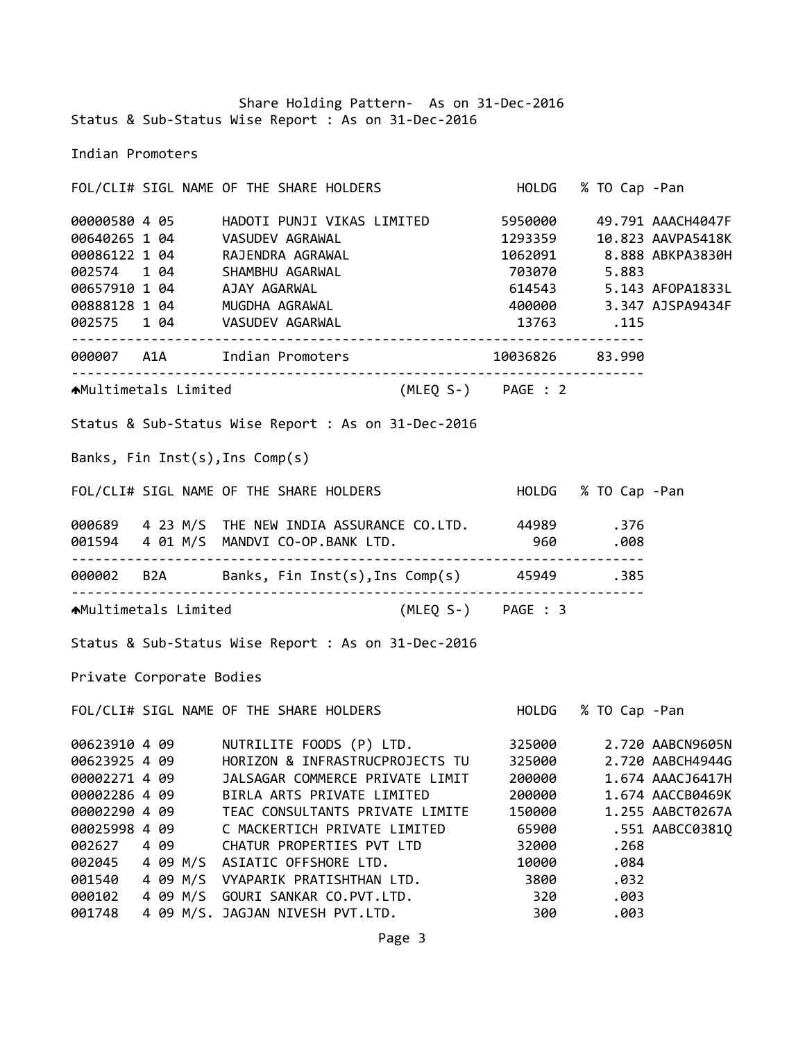Share Holding Pattern- As on 31-Dec-2016

Status & Sub-Status Wise Report : As on 31-Dec-2016

## Indian Promoters

| FOL/CLI# | SIGL | NAME OF THE SHARE HOLDERS | HOLDG | % TO Cap | -Pan |
|---|---|---|---|---|---|
| 00000580 | 4 05 | HADOTI PUNJI VIKAS LIMITED | 5950000 | 49.791 | AAACH4047F |
| 00640265 | 1 04 | VASUDEV AGRAWAL | 1293359 | 10.823 | AAVPA5418K |
| 00086122 | 1 04 | RAJENDRA AGRAWAL | 1062091 | 8.888 | ABKPA3830H |
| 002574 | 1 04 | SHAMBHU AGARWAL | 703070 | 5.883 | |
| 00657910 | 1 04 | AJAY AGARWAL | 614543 | 5.143 | AFOPA1833L |
| 00888128 | 1 04 | MUGDHA AGRAWAL | 400000 | 3.347 | AJSPA9434F |
| 002575 | 1 04 | VASUDEV AGARWAL | 13763 | .115 | |
| 000007 | A1A | Indian Promoters | 10036826 | 83.990 | |

Multimetals Limited (MLEQ S-) PAGE : 2

Status & Sub-Status Wise Report : As on 31-Dec-2016

## Banks, Fin Inst(s),Ins Comp(s)

| FOL/CLI# | SIGL | NAME OF THE SHARE HOLDERS | HOLDG | % TO Cap | -Pan |
|---|---|---|---|---|---|
| 000689 | 4 23 | M/S THE NEW INDIA ASSURANCE CO.LTD. | 44989 | .376 | |
| 001594 | 4 01 | M/S MANDVI CO-OP.BANK LTD. | 960 | .008 | |
| 000002 | B2A | Banks, Fin Inst(s),Ins Comp(s) | 45949 | .385 | |

Multimetals Limited (MLEQ S-) PAGE : 3

Status & Sub-Status Wise Report : As on 31-Dec-2016

## Private Corporate Bodies

| FOL/CLI# | SIGL | NAME OF THE SHARE HOLDERS | HOLDG | % TO Cap | -Pan |
|---|---|---|---|---|---|
| 00623910 | 4 09 | NUTRILITE FOODS (P) LTD. | 325000 | 2.720 | AABCN9605N |
| 00623925 | 4 09 | HORIZON & INFRASTRUCPROJECTS TU | 325000 | 2.720 | AABCH4944G |
| 00002271 | 4 09 | JALSAGAR COMMERCE PRIVATE LIMIT | 200000 | 1.674 | AAACJ6417H |
| 00002286 | 4 09 | BIRLA ARTS PRIVATE LIMITED | 200000 | 1.674 | AACCB0469K |
| 00002290 | 4 09 | TEAC CONSULTANTS PRIVATE LIMITE | 150000 | 1.255 | AABCT0267A |
| 00025998 | 4 09 | C MACKERTICH PRIVATE LIMITED | 65900 | .551 | AABCC0381Q |
| 002627 | 4 09 | CHATUR PROPERTIES PVT LTD | 32000 | .268 | |
| 002045 | 4 09 | M/S ASIATIC OFFSHORE LTD. | 10000 | .084 | |
| 001540 | 4 09 | M/S VYAPARIK PRATISHTHAN LTD. | 3800 | .032 | |
| 000102 | 4 09 | M/S GOURI SANKAR CO.PVT.LTD. | 320 | .003 | |
| 001748 | 4 09 | M/S. JAGJAN NIVESH PVT.LTD. | 300 | .003 | |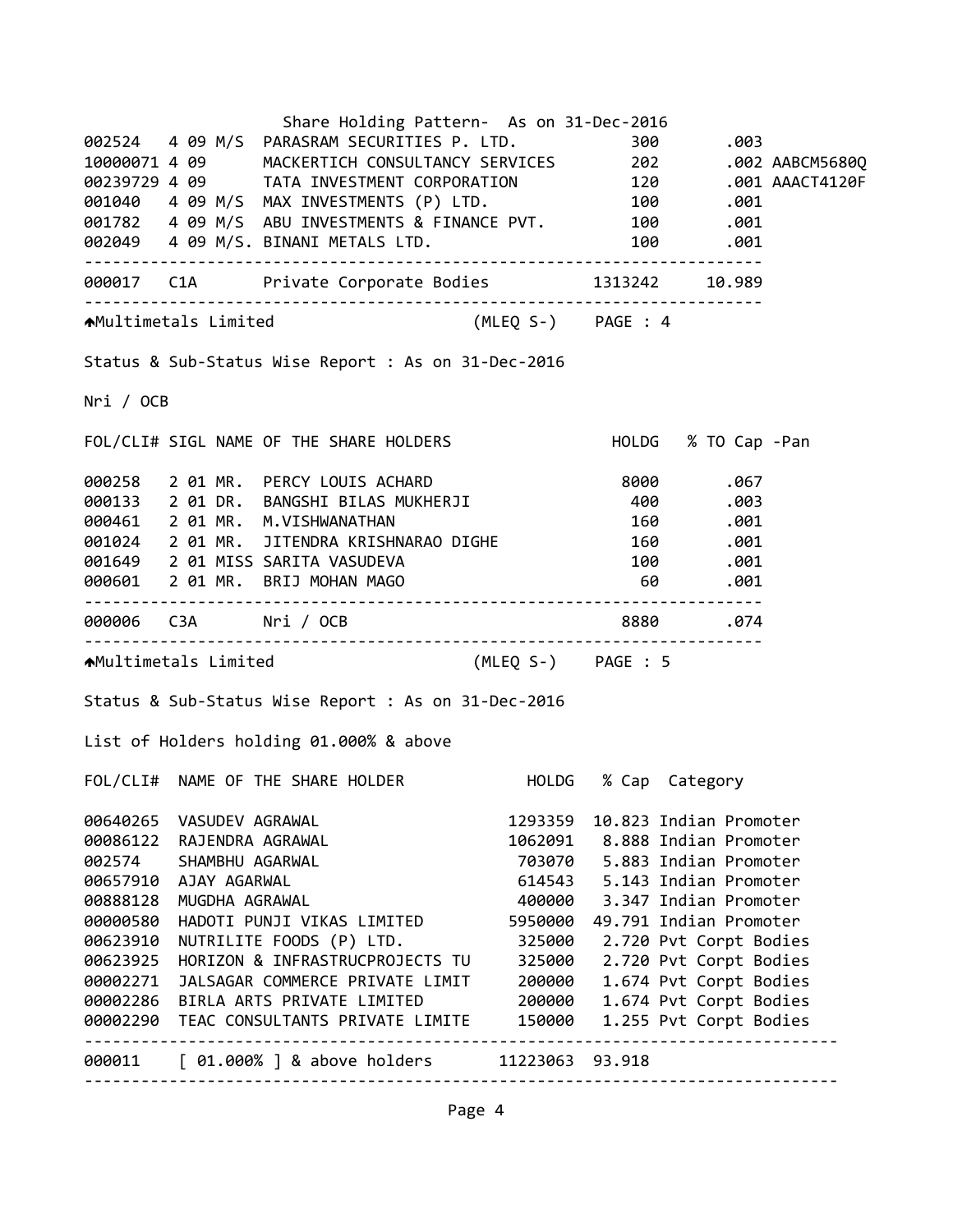Share Holding Pattern- As on 31-Dec-2016

| FOL/CLI# | SIGL | NAME OF THE SHARE HOLDERS | HOLDG | % TO Cap | -Pan |
|---|---|---|---|---|---|
| 002524 | 4 09 | M/S PARASRAM SECURITIES P. LTD. | 300 | .003 | |
| 10000071 | 4 09 | MACKERTICH CONSULTANCY SERVICES | 202 | .002 | AABCM5680Q |
| 00239729 | 4 09 | TATA INVESTMENT CORPORATION | 120 | .001 | AAACT4120F |
| 001040 | 4 09 | M/S MAX INVESTMENTS (P) LTD. | 100 | .001 | |
| 001782 | 4 09 | M/S ABU INVESTMENTS & FINANCE PVT. | 100 | .001 | |
| 002049 | 4 09 | M/S. BINANI METALS LTD. | 100 | .001 | |
| 000017 | C1A | Private Corporate Bodies | 1313242 | 10.989 | |

Multimetals Limited (MLEQ S-) PAGE : 4

Status & Sub-Status Wise Report : As on 31-Dec-2016

Nri / OCB

| FOL/CLI# | SIGL | NAME OF THE SHARE HOLDERS | HOLDG | % TO Cap | -Pan |
|---|---|---|---|---|---|
| 000258 | 2 01 | MR. PERCY LOUIS ACHARD | 8000 | .067 | |
| 000133 | 2 01 | DR. BANGSHI BILAS MUKHERJI | 400 | .003 | |
| 000461 | 2 01 | MR. M.VISHWANATHAN | 160 | .001 | |
| 001024 | 2 01 | MR. JITENDRA KRISHNARAO DIGHE | 160 | .001 | |
| 001649 | 2 01 | MISS SARITA VASUDEVA | 100 | .001 | |
| 000601 | 2 01 | MR. BRIJ MOHAN MAGO | 60 | .001 | |
| 000006 | C3A | Nri / OCB | 8880 | .074 | |

Multimetals Limited (MLEQ S-) PAGE : 5

Status & Sub-Status Wise Report : As on 31-Dec-2016

List of Holders holding 01.000% & above

| FOL/CLI# | NAME OF THE SHARE HOLDER | HOLDG | % Cap | Category |
|---|---|---|---|---|
| 00640265 | VASUDEV AGRAWAL | 1293359 | 10.823 | Indian Promoter |
| 00086122 | RAJENDRA AGRAWAL | 1062091 | 8.888 | Indian Promoter |
| 002574 | SHAMBHU AGARWAL | 703070 | 5.883 | Indian Promoter |
| 00657910 | AJAY AGARWAL | 614543 | 5.143 | Indian Promoter |
| 00888128 | MUGDHA AGRAWAL | 400000 | 3.347 | Indian Promoter |
| 00000580 | HADOTI PUNJI VIKAS LIMITED | 5950000 | 49.791 | Indian Promoter |
| 00623910 | NUTRILITE FOODS (P) LTD. | 325000 | 2.720 | Pvt Corpt Bodies |
| 00623925 | HORIZON & INFRASTRUCPROJECTS TU | 325000 | 2.720 | Pvt Corpt Bodies |
| 00002271 | JALSAGAR COMMERCE PRIVATE LIMIT | 200000 | 1.674 | Pvt Corpt Bodies |
| 00002286 | BIRLA ARTS PRIVATE LIMITED | 200000 | 1.674 | Pvt Corpt Bodies |
| 00002290 | TEAC CONSULTANTS PRIVATE LIMITE | 150000 | 1.255 | Pvt Corpt Bodies |
| 000011 | [ 01.000% ] & above holders | 11223063 | 93.918 | |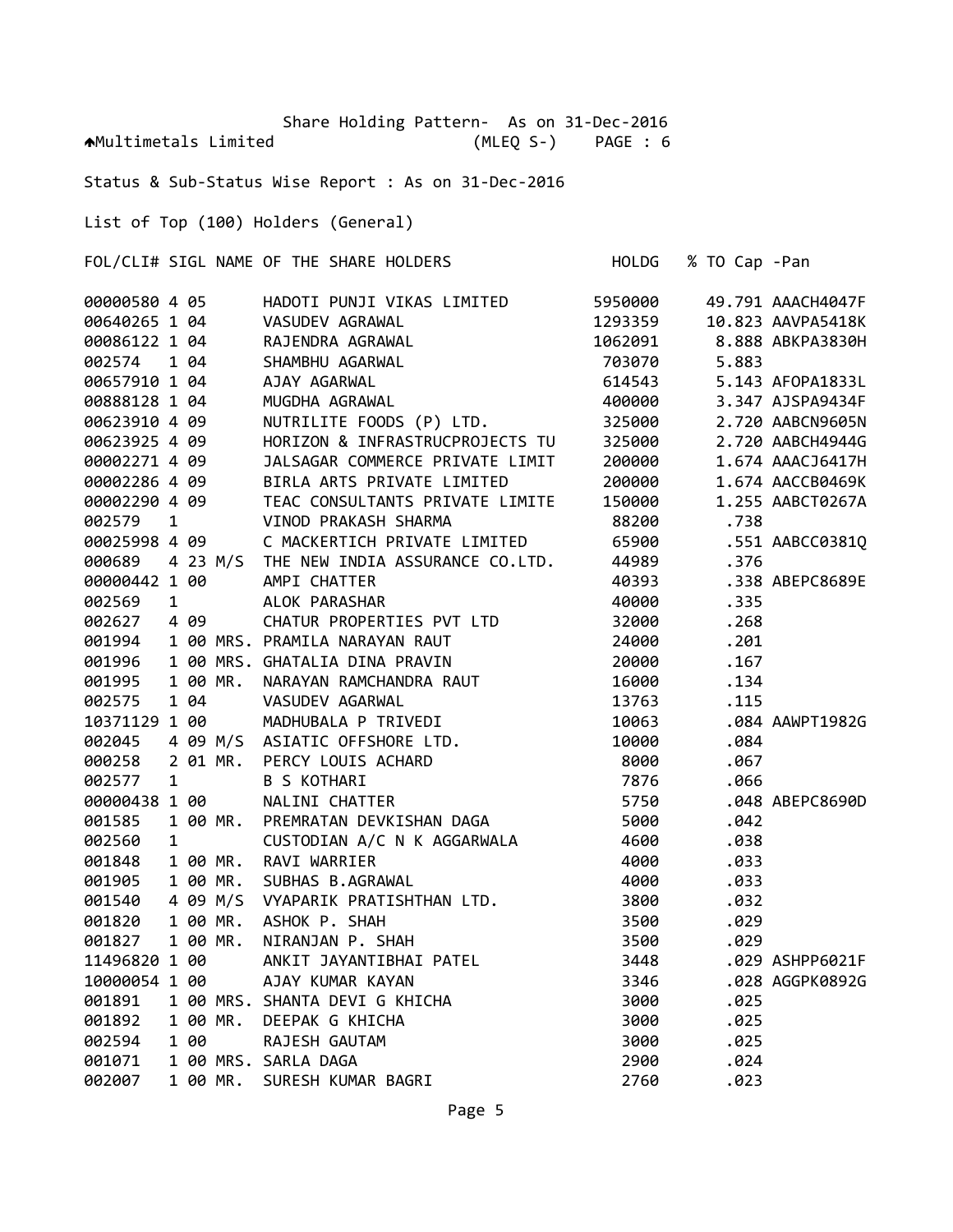Share Holding Pattern- As on 31-Dec-2016

Multimetals Limited (MLEQ S-) PAGE : 6

Status & Sub-Status Wise Report : As on 31-Dec-2016

List of Top (100) Holders (General)

| FOL/CLI# | SIGL | NAME OF THE SHARE HOLDERS | HOLDG | % TO Cap | -Pan |
|---|---|---|---|---|---|
| 00000580 | 4 05 | HADOTI PUNJI VIKAS LIMITED | 5950000 | 49.791 | AAACH4047F |
| 00640265 | 1 04 | VASUDEV AGRAWAL | 1293359 | 10.823 | AAVPA5418K |
| 00086122 | 1 04 | RAJENDRA AGRAWAL | 1062091 | 8.888 | ABKPA3830H |
| 002574 | 1 04 | SHAMBHU AGARWAL | 703070 | 5.883 | |
| 00657910 | 1 04 | AJAY AGARWAL | 614543 | 5.143 | AFOPA1833L |
| 00888128 | 1 04 | MUGDHA AGRAWAL | 400000 | 3.347 | AJSPA9434F |
| 00623910 | 4 09 | NUTRILITE FOODS (P) LTD. | 325000 | 2.720 | AABCN9605N |
| 00623925 | 4 09 | HORIZON & INFRASTRUCPROJECTS TU | 325000 | 2.720 | AABCH4944G |
| 00002271 | 4 09 | JALSAGAR COMMERCE PRIVATE LIMIT | 200000 | 1.674 | AAACJ6417H |
| 00002286 | 4 09 | BIRLA ARTS PRIVATE LIMITED | 200000 | 1.674 | AACCB0469K |
| 00002290 | 4 09 | TEAC CONSULTANTS PRIVATE LIMITE | 150000 | 1.255 | AABCT0267A |
| 002579 | 1 | VINOD PRAKASH SHARMA | 88200 | .738 | |
| 00025998 | 4 09 | C MACKERTICH PRIVATE LIMITED | 65900 | .551 | AABCC0381Q |
| 000689 | 4 23 M/S | THE NEW INDIA ASSURANCE CO.LTD. | 44989 | .376 | |
| 00000442 | 1 00 | AMPI CHATTER | 40393 | .338 | ABEPC8689E |
| 002569 | 1 | ALOK PARASHAR | 40000 | .335 | |
| 002627 | 4 09 | CHATUR PROPERTIES PVT LTD | 32000 | .268 | |
| 001994 | 1 00 MRS. | PRAMILA NARAYAN RAUT | 24000 | .201 | |
| 001996 | 1 00 MRS. | GHATALIA DINA PRAVIN | 20000 | .167 | |
| 001995 | 1 00 MR. | NARAYAN RAMCHANDRA RAUT | 16000 | .134 | |
| 002575 | 1 04 | VASUDEV AGARWAL | 13763 | .115 | |
| 10371129 | 1 00 | MADHUBALA P TRIVEDI | 10063 | .084 | AAWPT1982G |
| 002045 | 4 09 M/S | ASIATIC OFFSHORE LTD. | 10000 | .084 | |
| 000258 | 2 01 MR. | PERCY LOUIS ACHARD | 8000 | .067 | |
| 002577 | 1 | B S KOTHARI | 7876 | .066 | |
| 00000438 | 1 00 | NALINI CHATTER | 5750 | .048 | ABEPC8690D |
| 001585 | 1 00 MR. | PREMRATAN DEVKISHAN DAGA | 5000 | .042 | |
| 002560 | 1 | CUSTODIAN A/C N K AGGARWALA | 4600 | .038 | |
| 001848 | 1 00 MR. | RAVI WARRIER | 4000 | .033 | |
| 001905 | 1 00 MR. | SUBHAS B.AGRAWAL | 4000 | .033 | |
| 001540 | 4 09 M/S | VYAPARIK PRATISHTHAN LTD. | 3800 | .032 | |
| 001820 | 1 00 MR. | ASHOK P. SHAH | 3500 | .029 | |
| 001827 | 1 00 MR. | NIRANJAN P. SHAH | 3500 | .029 | |
| 11496820 | 1 00 | ANKIT JAYANTIBHAI PATEL | 3448 | .029 | ASHPP6021F |
| 10000054 | 1 00 | AJAY KUMAR KAYAN | 3346 | .028 | AGGPK0892G |
| 001891 | 1 00 MRS. | SHANTA DEVI G KHICHA | 3000 | .025 | |
| 001892 | 1 00 MR. | DEEPAK G KHICHA | 3000 | .025 | |
| 002594 | 1 00 | RAJESH GAUTAM | 3000 | .025 | |
| 001071 | 1 00 MRS. | SARLA DAGA | 2900 | .024 | |
| 002007 | 1 00 MR. | SURESH KUMAR BAGRI | 2760 | .023 | |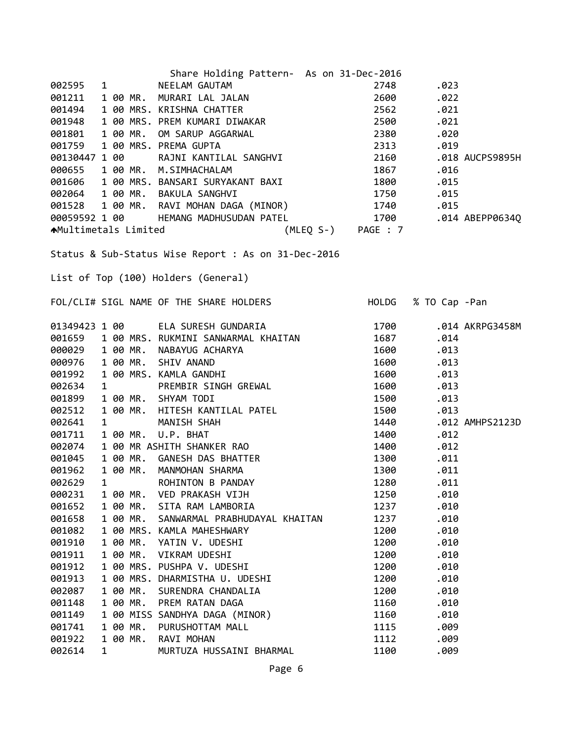Share Holding Pattern- As on 31-Dec-2016

| FOL/CLI# | SIGL | NAME OF THE SHARE HOLDERS | HOLDG | % TO Cap | -Pan |
|---|---|---|---|---|---|
| 002595 | 1 | NEELAM GAUTAM | 2748 | .023 | |
| 001211 | 1 00 | MR. MURARI LAL JALAN | 2600 | .022 | |
| 001494 | 1 00 | MRS. KRISHNA CHATTER | 2562 | .021 | |
| 001948 | 1 00 | MRS. PREM KUMARI DIWAKAR | 2500 | .021 | |
| 001801 | 1 00 | MR. OM SARUP AGGARWAL | 2380 | .020 | |
| 001759 | 1 00 | MRS. PREMA GUPTA | 2313 | .019 | |
| 00130447 | 1 00 | RAJNI KANTILAL SANGHVI | 2160 | .018 | AUCPS9895H |
| 000655 | 1 00 | MR. M.SIMHACHALAM | 1867 | .016 | |
| 001606 | 1 00 | MRS. BANSARI SURYAKANT BAXI | 1800 | .015 | |
| 002064 | 1 00 | MR. BAKULA SANGHVI | 1750 | .015 | |
| 001528 | 1 00 | MR. RAVI MOHAN DAGA (MINOR) | 1740 | .015 | |
| 00059592 | 1 00 | HEMANG MADHUSUDAN PATEL | 1700 | .014 | ABEPP0634Q |

Multimetals Limited (MLEQ S-) PAGE : 7

Status & Sub-Status Wise Report : As on 31-Dec-2016

List of Top (100) Holders (General)

| FOL/CLI# | SIGL | NAME OF THE SHARE HOLDERS | HOLDG | % TO Cap | -Pan |
|---|---|---|---|---|---|
| 01349423 | 1 00 | ELA SURESH GUNDARIA | 1700 | .014 | AKRPG3458M |
| 001659 | 1 00 | MRS. RUKMINI SANWARMAL KHAITAN | 1687 | .014 | |
| 000029 | 1 00 | MR. NABAYUG ACHARYA | 1600 | .013 | |
| 000976 | 1 00 | MR. SHIV ANAND | 1600 | .013 | |
| 001992 | 1 00 | MRS. KAMLA GANDHI | 1600 | .013 | |
| 002634 | 1 | PREMBIR SINGH GREWAL | 1600 | .013 | |
| 001899 | 1 00 | MR. SHYAM TODI | 1500 | .013 | |
| 002512 | 1 00 | MR. HITESH KANTILAL PATEL | 1500 | .013 | |
| 002641 | 1 | MANISH SHAH | 1440 | .012 | AMHPS2123D |
| 001711 | 1 00 | MR. U.P. BHAT | 1400 | .012 | |
| 002074 | 1 00 | MR ASHITH SHANKER RAO | 1400 | .012 | |
| 001045 | 1 00 | MR. GANESH DAS BHATTER | 1300 | .011 | |
| 001962 | 1 00 | MR. MANMOHAN SHARMA | 1300 | .011 | |
| 002629 | 1 | ROHINTON B PANDAY | 1280 | .011 | |
| 000231 | 1 00 | MR. VED PRAKASH VIJH | 1250 | .010 | |
| 001652 | 1 00 | MR. SITA RAM LAMBORIA | 1237 | .010 | |
| 001658 | 1 00 | MR. SANWARMAL PRABHUDAYAL KHAITAN | 1237 | .010 | |
| 001082 | 1 00 | MRS. KAMLA MAHESHWARY | 1200 | .010 | |
| 001910 | 1 00 | MR. YATIN V. UDESHI | 1200 | .010 | |
| 001911 | 1 00 | MR. VIKRAM UDESHI | 1200 | .010 | |
| 001912 | 1 00 | MRS. PUSHPA V. UDESHI | 1200 | .010 | |
| 001913 | 1 00 | MRS. DHARMISTHA U. UDESHI | 1200 | .010 | |
| 002087 | 1 00 | MR. SURENDRA CHANDALIA | 1200 | .010 | |
| 001148 | 1 00 | MR. PREM RATAN DAGA | 1160 | .010 | |
| 001149 | 1 00 | MISS SANDHYA DAGA (MINOR) | 1160 | .010 | |
| 001741 | 1 00 | MR. PURUSHOTTAM MALL | 1115 | .009 | |
| 001922 | 1 00 | MR. RAVI MOHAN | 1112 | .009 | |
| 002614 | 1 | MURTUZA HUSSAINI BHARMAL | 1100 | .009 | |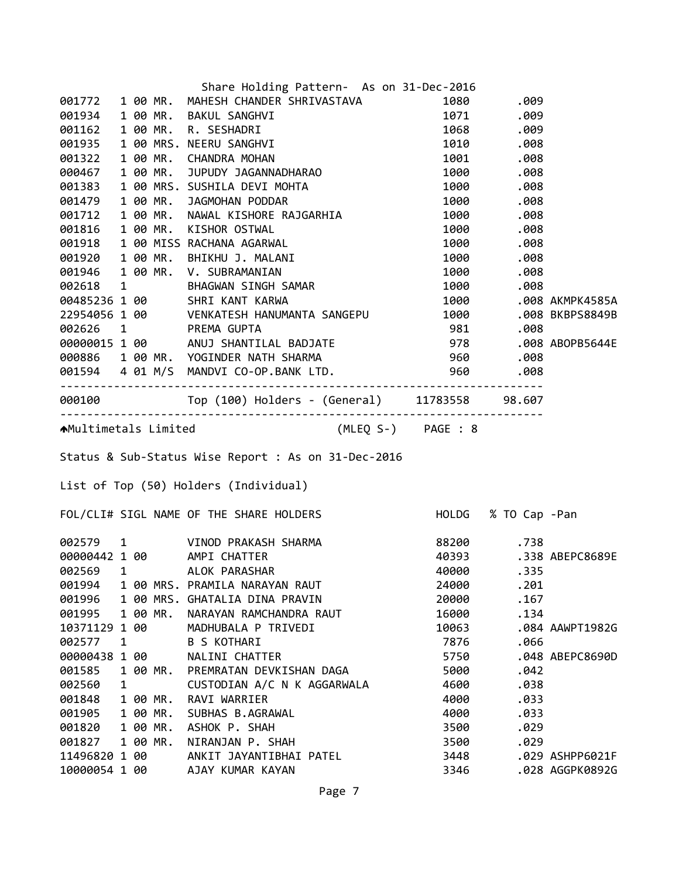Share Holding Pattern- As on 31-Dec-2016

| FOL/CLI# | SIGL | NAME OF THE SHARE HOLDERS | HOLDG | % TO Cap | -Pan |
|---|---|---|---|---|---|
| 001772 | 1 00 MR. | MAHESH CHANDER SHRIVASTAVA | 1080 | .009 | |
| 001934 | 1 00 MR. | BAKUL SANGHVI | 1071 | .009 | |
| 001162 | 1 00 MR. | R. SESHADRI | 1068 | .009 | |
| 001935 | 1 00 MRS. | NEERU SANGHVI | 1010 | .008 | |
| 001322 | 1 00 MR. | CHANDRA MOHAN | 1001 | .008 | |
| 000467 | 1 00 MR. | JUPUDY JAGANNADHARAO | 1000 | .008 | |
| 001383 | 1 00 MRS. | SUSHILA DEVI MOHTA | 1000 | .008 | |
| 001479 | 1 00 MR. | JAGMOHAN PODDAR | 1000 | .008 | |
| 001712 | 1 00 MR. | NAWAL KISHORE RAJGARHIA | 1000 | .008 | |
| 001816 | 1 00 MR. | KISHOR OSTWAL | 1000 | .008 | |
| 001918 | 1 00 MISS | RACHANA AGARWAL | 1000 | .008 | |
| 001920 | 1 00 MR. | BHIKHU J. MALANI | 1000 | .008 | |
| 001946 | 1 00 MR. | V. SUBRAMANIAN | 1000 | .008 | |
| 002618 | 1 | BHAGWAN SINGH SAMAR | 1000 | .008 | |
| 00485236 | 1 00 | SHRI KANT KARWA | 1000 | .008 | AKMPK4585A |
| 22954056 | 1 00 | VENKATESH HANUMANTA SANGEPU | 1000 | .008 | BKBPS8849B |
| 002626 | 1 | PREMA GUPTA | 981 | .008 | |
| 00000015 | 1 00 | ANUJ SHANTILAL BADJATE | 978 | .008 | ABOPB5644E |
| 000886 | 1 00 MR. | YOGINDER NATH SHARMA | 960 | .008 | |
| 001594 | 4 01 M/S | MANDVI CO-OP.BANK LTD. | 960 | .008 | |
| 000100 | | Top (100) Holders - (General) | 11783558 | 98.607 | |

Multimetals Limited (MLEQ S-) PAGE : 8

Status & Sub-Status Wise Report : As on 31-Dec-2016

List of Top (50) Holders (Individual)

| FOL/CLI# | SIGL | NAME OF THE SHARE HOLDERS | HOLDG | % TO Cap | -Pan |
|---|---|---|---|---|---|
| 002579 | 1 | VINOD PRAKASH SHARMA | 88200 | .738 | |
| 00000442 | 1 00 | AMPI CHATTER | 40393 | .338 | ABEPC8689E |
| 002569 | 1 | ALOK PARASHAR | 40000 | .335 | |
| 001994 | 1 00 MRS. | PRAMILA NARAYAN RAUT | 24000 | .201 | |
| 001996 | 1 00 MRS. | GHATALIA DINA PRAVIN | 20000 | .167 | |
| 001995 | 1 00 MR. | NARAYAN RAMCHANDRA RAUT | 16000 | .134 | |
| 10371129 | 1 00 | MADHUBALA P TRIVEDI | 10063 | .084 | AAWPT1982G |
| 002577 | 1 | B S KOTHARI | 7876 | .066 | |
| 00000438 | 1 00 | NALINI CHATTER | 5750 | .048 | ABEPC8690D |
| 001585 | 1 00 MR. | PREMRATAN DEVKISHAN DAGA | 5000 | .042 | |
| 002560 | 1 | CUSTODIAN A/C N K AGGARWALA | 4600 | .038 | |
| 001848 | 1 00 MR. | RAVI WARRIER | 4000 | .033 | |
| 001905 | 1 00 MR. | SUBHAS B.AGRAWAL | 4000 | .033 | |
| 001820 | 1 00 MR. | ASHOK P. SHAH | 3500 | .029 | |
| 001827 | 1 00 MR. | NIRANJAN P. SHAH | 3500 | .029 | |
| 11496820 | 1 00 | ANKIT JAYANTIBHAI PATEL | 3448 | .029 | ASHPP6021F |
| 10000054 | 1 00 | AJAY KUMAR KAYAN | 3346 | .028 | AGGPK0892G |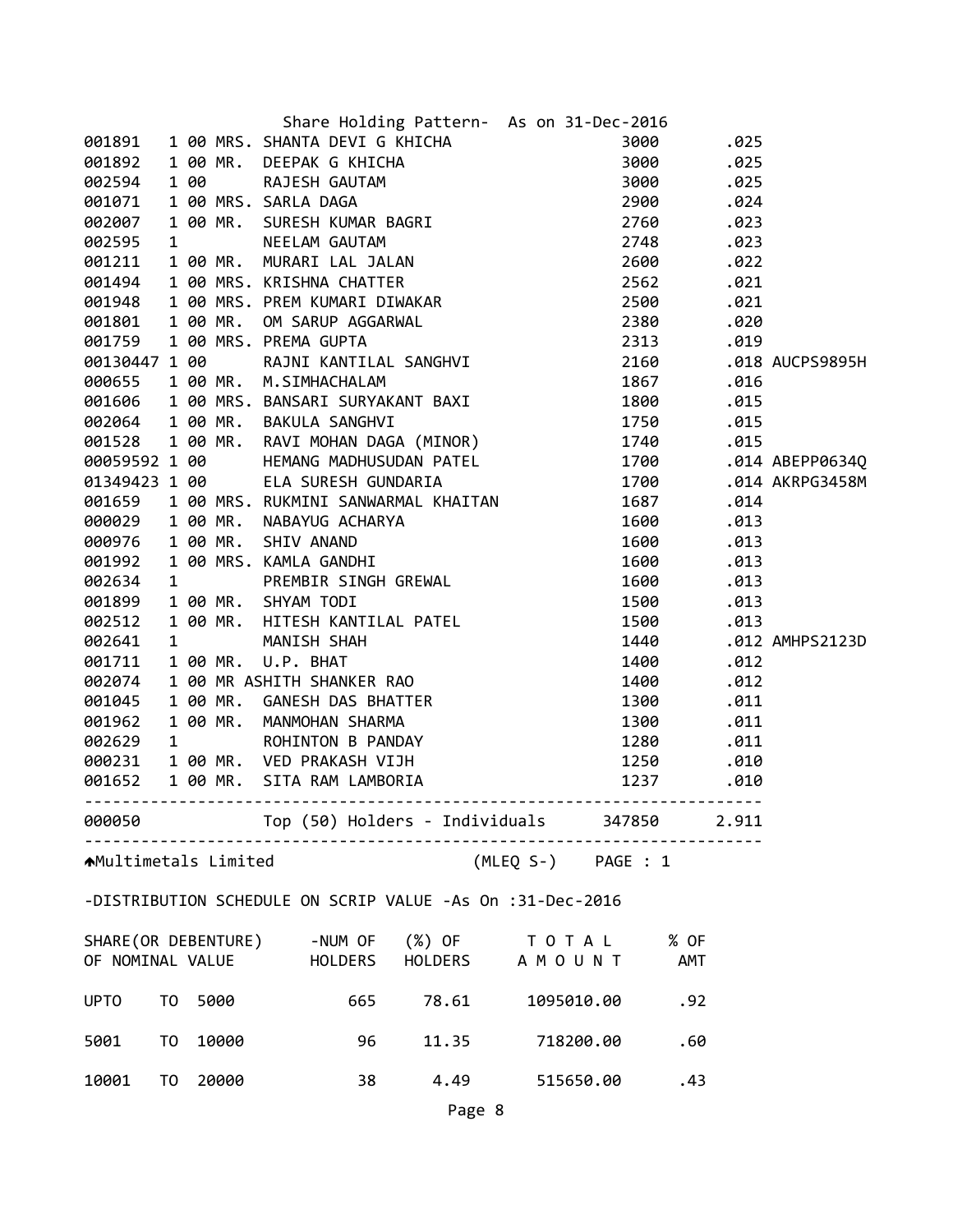Share Holding Pattern- As on 31-Dec-2016

| Folio | | | Name | Shares | % | PAN |
|---|---|---|---|---|---|---|
| 001891 | 1 00 | MRS. | SHANTA DEVI G KHICHA | 3000 | .025 | |
| 001892 | 1 00 | MR. | DEEPAK G KHICHA | 3000 | .025 | |
| 002594 | 1 00 | | RAJESH GAUTAM | 3000 | .025 | |
| 001071 | 1 00 | MRS. | SARLA DAGA | 2900 | .024 | |
| 002007 | 1 00 | MR. | SURESH KUMAR BAGRI | 2760 | .023 | |
| 002595 | 1 | | NEELAM GAUTAM | 2748 | .023 | |
| 001211 | 1 00 | MR. | MURARI LAL JALAN | 2600 | .022 | |
| 001494 | 1 00 | MRS. | KRISHNA CHATTER | 2562 | .021 | |
| 001948 | 1 00 | MRS. | PREM KUMARI DIWAKAR | 2500 | .021 | |
| 001801 | 1 00 | MR. | OM SARUP AGGARWAL | 2380 | .020 | |
| 001759 | 1 00 | MRS. | PREMA GUPTA | 2313 | .019 | |
| 00130447 | 1 00 | | RAJNI KANTILAL SANGHVI | 2160 | .018 | AUCPS9895H |
| 000655 | 1 00 | MR. | M.SIMHACHALAM | 1867 | .016 | |
| 001606 | 1 00 | MRS. | BANSARI SURYAKANT BAXI | 1800 | .015 | |
| 002064 | 1 00 | MR. | BAKULA SANGHVI | 1750 | .015 | |
| 001528 | 1 00 | MR. | RAVI MOHAN DAGA (MINOR) | 1740 | .015 | |
| 00059592 | 1 00 | | HEMANG MADHUSUDAN PATEL | 1700 | .014 | ABEPP0634Q |
| 01349423 | 1 00 | | ELA SURESH GUNDARIA | 1700 | .014 | AKRPG3458M |
| 001659 | 1 00 | MRS. | RUKMINI SANWARMAL KHAITAN | 1687 | .014 | |
| 000029 | 1 00 | MR. | NABAYUG ACHARYA | 1600 | .013 | |
| 000976 | 1 00 | MR. | SHIV ANAND | 1600 | .013 | |
| 001992 | 1 00 | MRS. | KAMLA GANDHI | 1600 | .013 | |
| 002634 | 1 | | PREMBIR SINGH GREWAL | 1600 | .013 | |
| 001899 | 1 00 | MR. | SHYAM TODI | 1500 | .013 | |
| 002512 | 1 00 | MR. | HITESH KANTILAL PATEL | 1500 | .013 | |
| 002641 | 1 | | MANISH SHAH | 1440 | .012 | AMHPS2123D |
| 001711 | 1 00 | MR. | U.P. BHAT | 1400 | .012 | |
| 002074 | 1 00 | MR | ASHITH SHANKER RAO | 1400 | .012 | |
| 001045 | 1 00 | MR. | GANESH DAS BHATTER | 1300 | .011 | |
| 001962 | 1 00 | MR. | MANMOHAN SHARMA | 1300 | .011 | |
| 002629 | 1 | | ROHINTON B PANDAY | 1280 | .011 | |
| 000231 | 1 00 | MR. | VED PRAKASH VIJH | 1250 | .010 | |
| 001652 | 1 00 | MR. | SITA RAM LAMBORIA | 1237 | .010 | |
| 000050 | | | Top (50) Holders - Individuals | 347850 | 2.911 | |

Multimetals Limited (MLEQ S-) PAGE : 1

-DISTRIBUTION SCHEDULE ON SCRIP VALUE -As On :31-Dec-2016

| SHARE(OR DEBENTURE) OF NOMINAL VALUE | -NUM OF HOLDERS | (%) OF HOLDERS | T O T A L A M O U N T | % OF AMT |
|---|---|---|---|---|
| UPTO TO 5000 | 665 | 78.61 | 1095010.00 | .92 |
| 5001 TO 10000 | 96 | 11.35 | 718200.00 | .60 |
| 10001 TO 20000 | 38 | 4.49 | 515650.00 | .43 |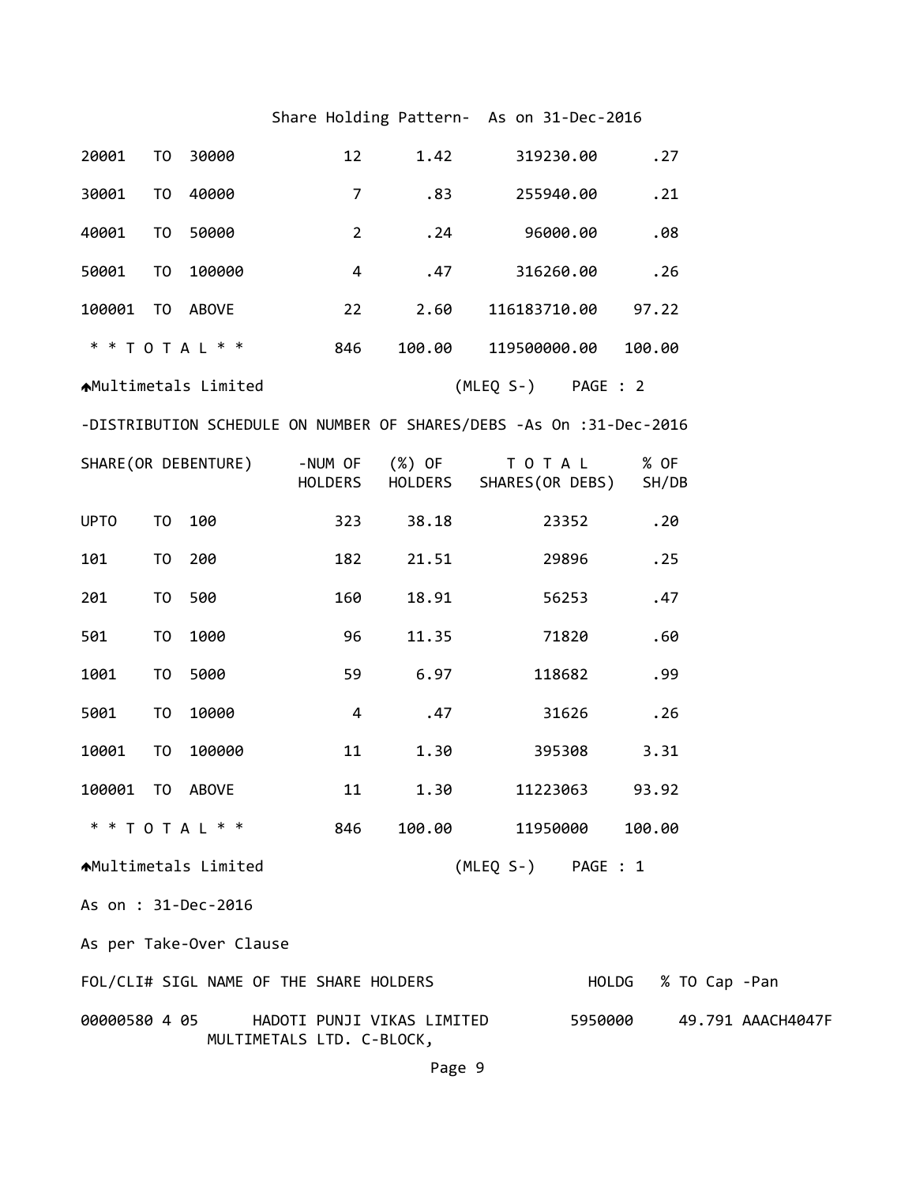Share Holding Pattern- As on 31-Dec-2016

| | | | | | | |
|---|---|---|---|---|---|---|
| 20001 | TO | 30000 | 12 | 1.42 | 319230.00 | .27 |
| 30001 | TO | 40000 | 7 | .83 | 255940.00 | .21 |
| 40001 | TO | 50000 | 2 | .24 | 96000.00 | .08 |
| 50001 | TO | 100000 | 4 | .47 | 316260.00 | .26 |
| 100001 | TO | ABOVE | 22 | 2.60 | 116183710.00 | 97.22 |
| * * T O T A L * * | | | 846 | 100.00 | 119500000.00 | 100.00 |

Multimetals Limited (MLEQ S-) PAGE : 2

-DISTRIBUTION SCHEDULE ON NUMBER OF SHARES/DEBS -As On :31-Dec-2016

| SHARE(OR DEBENTURE) | | | -NUM OF HOLDERS | (%) OF HOLDERS | T O T A L SHARES(OR DEBS) | % OF SH/DB |
|---|---|---|---|---|---|---|
| UPTO | TO | 100 | 323 | 38.18 | 23352 | .20 |
| 101 | TO | 200 | 182 | 21.51 | 29896 | .25 |
| 201 | TO | 500 | 160 | 18.91 | 56253 | .47 |
| 501 | TO | 1000 | 96 | 11.35 | 71820 | .60 |
| 1001 | TO | 5000 | 59 | 6.97 | 118682 | .99 |
| 5001 | TO | 10000 | 4 | .47 | 31626 | .26 |
| 10001 | TO | 100000 | 11 | 1.30 | 395308 | 3.31 |
| 100001 | TO | ABOVE | 11 | 1.30 | 11223063 | 93.92 |
| * * T O T A L * * | | | 846 | 100.00 | 11950000 | 100.00 |

Multimetals Limited (MLEQ S-) PAGE : 1

As on : 31-Dec-2016

As per Take-Over Clause

| FOL/CLI# | SIGL | NAME OF THE SHARE HOLDERS | HOLDG | % TO Cap | -Pan |
|---|---|---|---|---|---|
| 00000580 | 4 05 | HADOTI PUNJI VIKAS LIMITED<br>MULTIMETALS LTD. C-BLOCK, | 5950000 | 49.791 | AAACH4047F |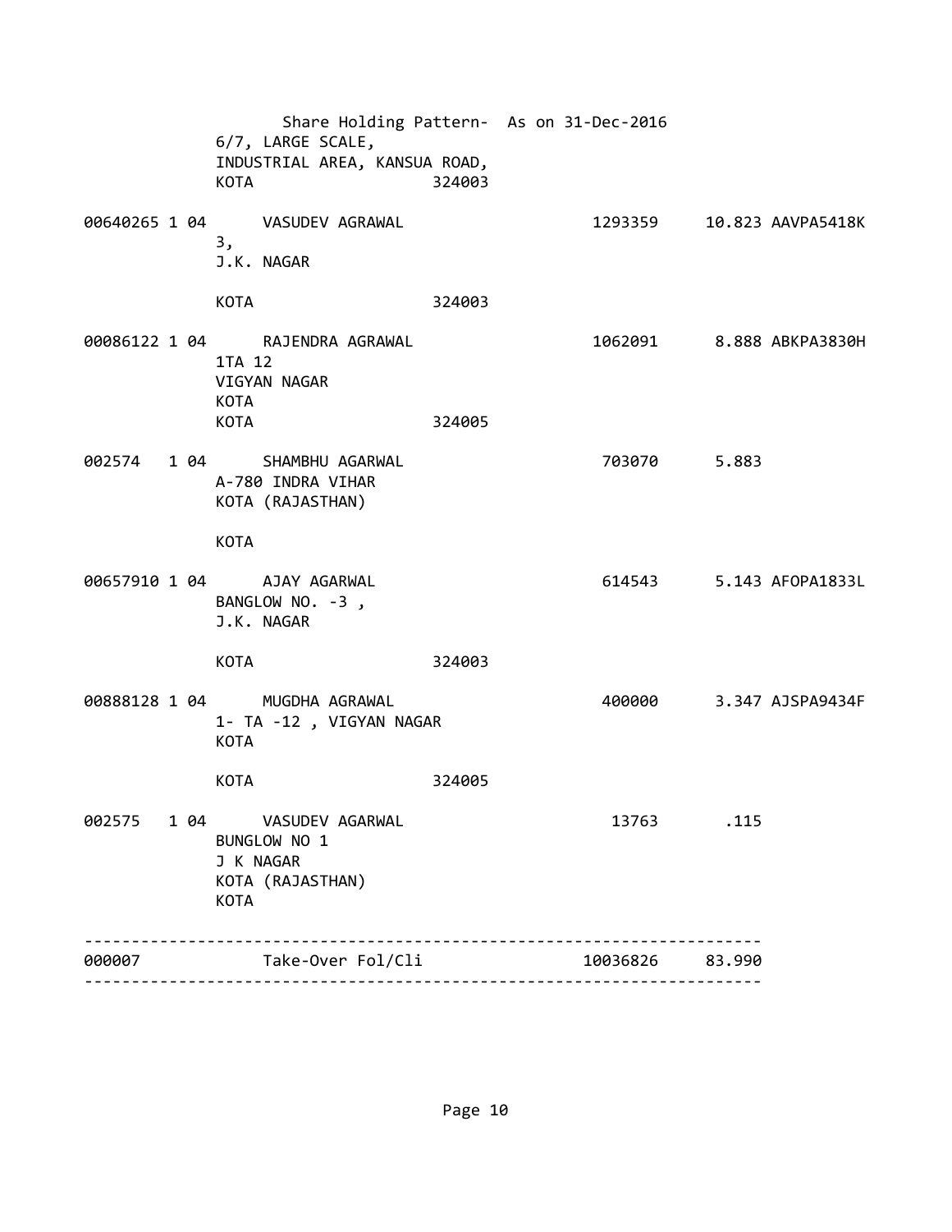Share Holding Pattern- As on 31-Dec-2016

6/7, LARGE SCALE,
INDUSTRIAL AREA, KANSUA ROAD,
KOTA 324003

| | | | | | |
|---|---|---|---|---|---|
| 00640265 | 1 04 | VASUDEV AGRAWAL<br>3,<br>J.K. NAGAR<br><br>KOTA 324003 | 1293359 | 10.823 | AAVPA5418K |
| 00086122 | 1 04 | RAJENDRA AGRAWAL<br>1TA 12<br>VIGYAN NAGAR<br>KOTA<br>KOTA 324005 | 1062091 | 8.888 | ABKPA3830H |
| 002574 | 1 04 | SHAMBHU AGARWAL<br>A-780 INDRA VIHAR<br>KOTA (RAJASTHAN)<br><br>KOTA | 703070 | 5.883 | |
| 00657910 | 1 04 | AJAY AGARWAL<br>BANGLOW NO. -3 ,<br>J.K. NAGAR<br><br>KOTA 324003 | 614543 | 5.143 | AFOPA1833L |
| 00888128 | 1 04 | MUGDHA AGRAWAL<br>1- TA -12 , VIGYAN NAGAR<br>KOTA<br><br>KOTA 324005 | 400000 | 3.347 | AJSPA9434F |
| 002575 | 1 04 | VASUDEV AGARWAL<br>BUNGLOW NO 1<br>J K NAGAR<br>KOTA (RAJASTHAN)<br>KOTA | 13763 | .115 | |
| 000007 | | Take-Over Fol/Cli | 10036826 | 83.990 | |